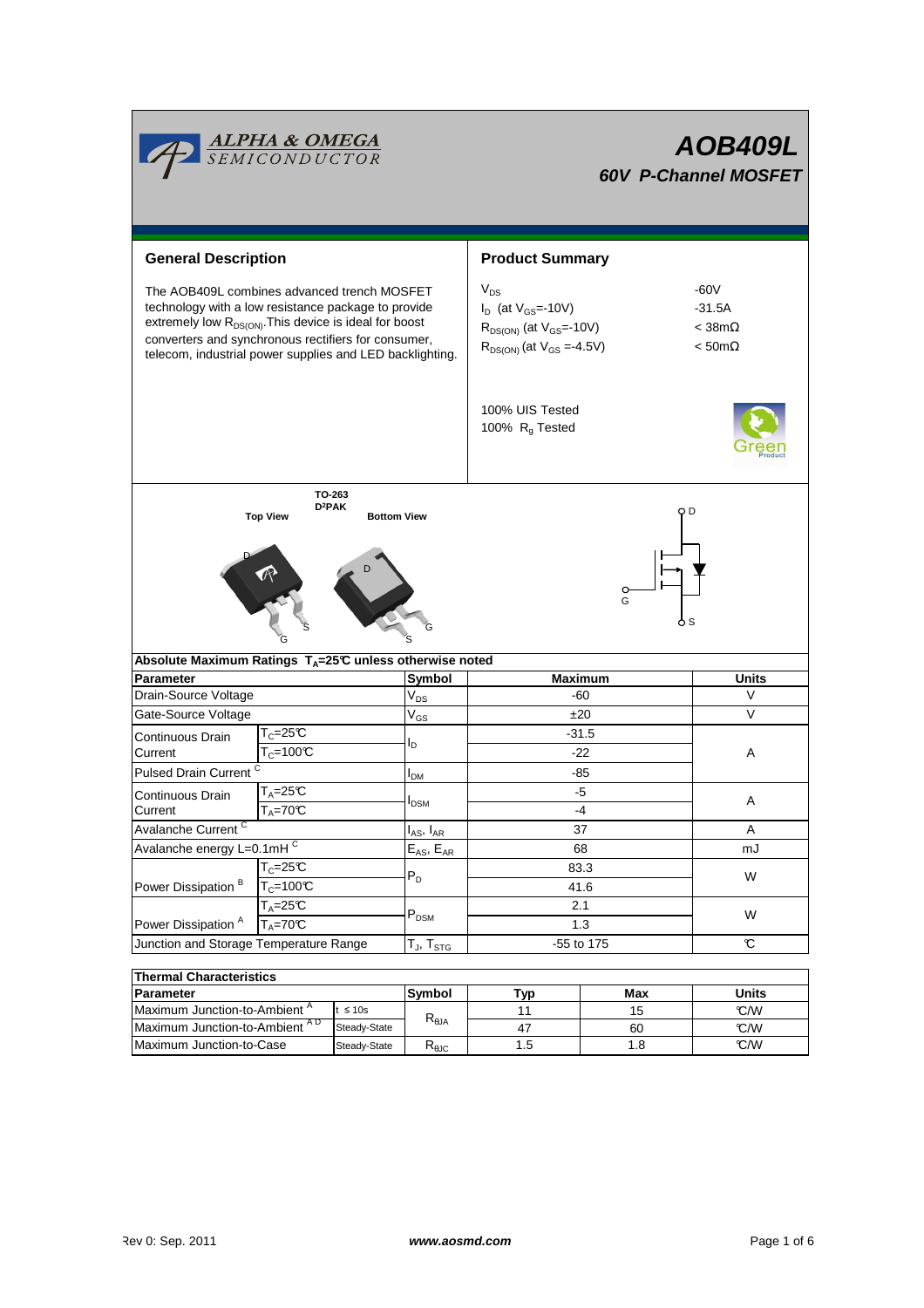# AOB409L

## 60V P-Channel MOSFET

ALPHA & OMEGA SEMICONDUCTOR

## General Description

The AOB409L combines advanced trench MOSFET technology with a low resistance package to provide extremely low $R_{DS(ON)}$.This device is ideal for boost converters and synchronous rectifiers for consumer, telecom, industrial power supplies and LED backlighting.

## Product Summary

| | |
|---|---|
| $V_{DS}$ | -60V |
| $I_D$ (at $V_{GS}$=-10V) | -31.5A |
| $R_{DS(ON)}$ (at $V_{GS}$=-10V) | < 38mΩ |
| $R_{DS(ON)}$ (at $V_{GS}$ =-4.5V) | < 50mΩ |

100% UIS Tested
100% $R_g$ Tested

TO-263
D²PAK

Top View    Bottom View

**Absolute Maximum Ratings $T_A$=25°C unless otherwise noted**

| Parameter | | Symbol | Maximum | Units |
|---|---|---|---|---|
| Drain-Source Voltage | | $V_{DS}$ | -60 | V |
| Gate-Source Voltage | | $V_{GS}$ | ±20 | V |
| Continuous Drain Current | $T_C$=25°C | $I_D$ | -31.5 | A |
| | $T_C$=100°C | | -22 | |
| Pulsed Drain Current [C] | | $I_{DM}$ | -85 | |
| Continuous Drain Current | $T_A$=25°C | $I_{DSM}$ | -5 | A |
| | $T_A$=70°C | | -4 | |
| Avalanche Current [C] | | $I_{AS}$, $I_{AR}$ | 37 | A |
| Avalanche energy L=0.1mH [C] | | $E_{AS}$, $E_{AR}$ | 68 | mJ |
| Power Dissipation [B] | $T_C$=25°C | $P_D$ | 83.3 | W |
| | $T_C$=100°C | | 41.6 | |
| Power Dissipation [A] | $T_A$=25°C | $P_{DSM}$ | 2.1 | W |
| | $T_A$=70°C | | 1.3 | |
| Junction and Storage Temperature Range | | $T_J$, $T_{STG}$ | -55 to 175 | °C |

**Thermal Characteristics**

| Parameter | | Symbol | Typ | Max | Units |
|---|---|---|---|---|---|
| Maximum Junction-to-Ambient [A] | t ≤ 10s | $R_{\theta JA}$ | 11 | 15 | °C/W |
| Maximum Junction-to-Ambient [AD] | Steady-State | | 47 | 60 | °C/W |
| Maximum Junction-to-Case | Steady-State | $R_{\theta JC}$ | 1.5 | 1.8 | °C/W |

Rev 0: Sep. 2011    www.aosmd.com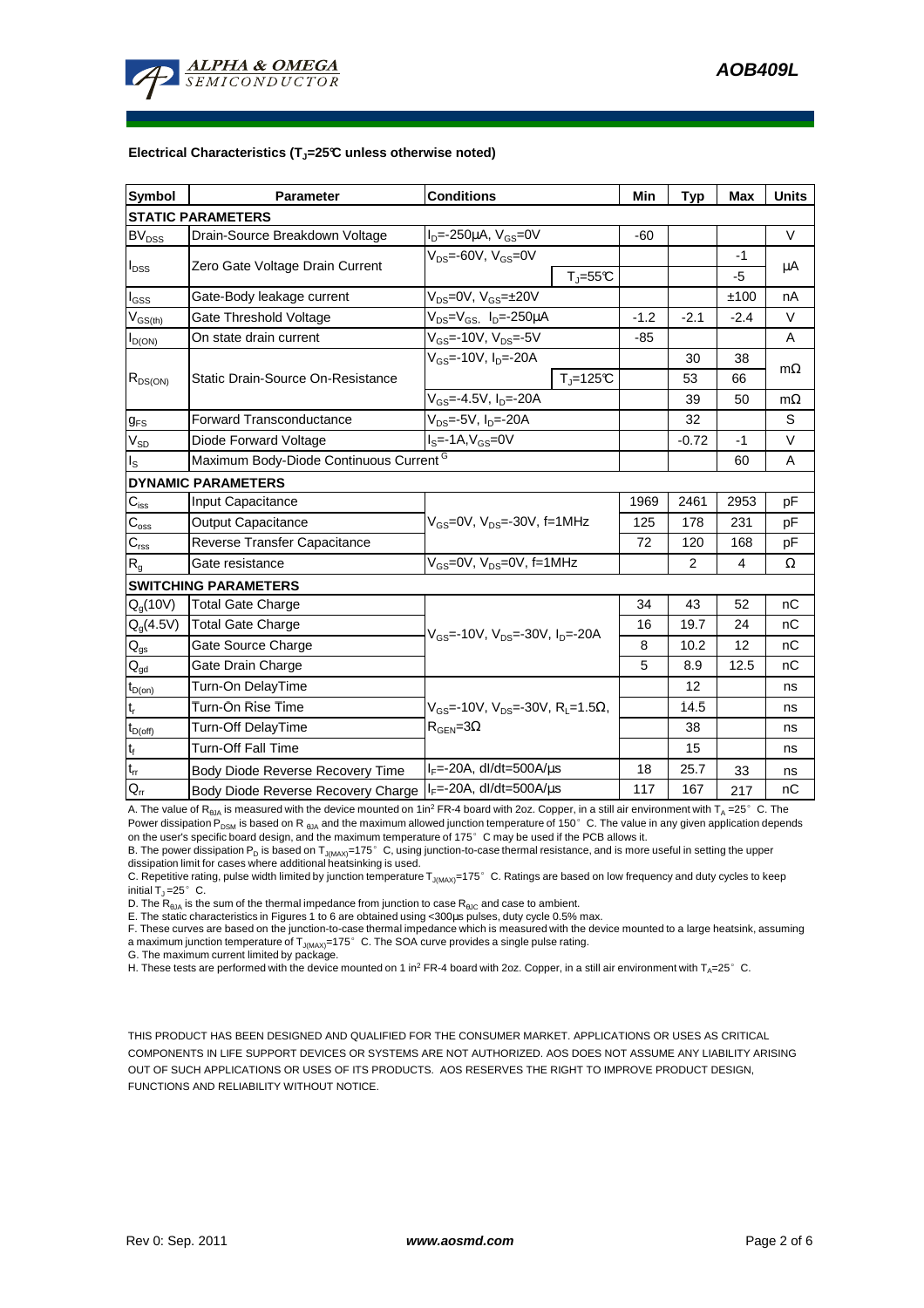**Electrical Characteristics ($T_J$=25°C unless otherwise noted)**

| Symbol | Parameter | Conditions | | Min | Typ | Max | Units |
|---|---|---|---|---|---|---|---|
| **STATIC PARAMETERS** | | | | | | | |
| $BV_{DSS}$ | Drain-Source Breakdown Voltage | $I_D$=-250µA, $V_{GS}$=0V | | -60 | | | V |
| $I_{DSS}$ | Zero Gate Voltage Drain Current | $V_{DS}$=-60V, $V_{GS}$=0V | | | | -1 | µA |
| | | | $T_J$=55°C | | | -5 | |
| $I_{GSS}$ | Gate-Body leakage current | $V_{DS}$=0V, $V_{GS}$=±20V | | | | ±100 | nA |
| $V_{GS(th)}$ | Gate Threshold Voltage | $V_{DS}$=$V_{GS}$, $I_D$=-250µA | | -1.2 | -2.1 | -2.4 | V |
| $I_{D(ON)}$ | On state drain current | $V_{GS}$=-10V, $V_{DS}$=-5V | | -85 | | | A |
| $R_{DS(ON)}$ | Static Drain-Source On-Resistance | $V_{GS}$=-10V, $I_D$=-20A | | | 30 | 38 | mΩ |
| | | | $T_J$=125°C | | 53 | 66 | |
| | | $V_{GS}$=-4.5V, $I_D$=-20A | | | 39 | 50 | mΩ |
| $g_{FS}$ | Forward Transconductance | $V_{DS}$=-5V, $I_D$=-20A | | | 32 | | S |
| $V_{SD}$ | Diode Forward Voltage | $I_S$=-1A,$V_{GS}$=0V | | | -0.72 | -1 | V |
| $I_S$ | Maximum Body-Diode Continuous Current [G] | | | | | 60 | A |
| **DYNAMIC PARAMETERS** | | | | | | | |
| $C_{iss}$ | Input Capacitance | $V_{GS}$=0V, $V_{DS}$=-30V, f=1MHz | | 1969 | 2461 | 2953 | pF |
| $C_{oss}$ | Output Capacitance | | | 125 | 178 | 231 | pF |
| $C_{rss}$ | Reverse Transfer Capacitance | | | 72 | 120 | 168 | pF |
| $R_g$ | Gate resistance | $V_{GS}$=0V, $V_{DS}$=0V, f=1MHz | | | 2 | 4 | Ω |
| **SWITCHING PARAMETERS** | | | | | | | |
| $Q_g$(10V) | Total Gate Charge | $V_{GS}$=-10V, $V_{DS}$=-30V, $I_D$=-20A | | 34 | 43 | 52 | nC |
| $Q_g$(4.5V) | Total Gate Charge | | | 16 | 19.7 | 24 | nC |
| $Q_{gs}$ | Gate Source Charge | | | 8 | 10.2 | 12 | nC |
| $Q_{gd}$ | Gate Drain Charge | | | 5 | 8.9 | 12.5 | nC |
| $t_{D(on)}$ | Turn-On DelayTime | $V_{GS}$=-10V, $V_{DS}$=-30V, $R_L$=1.5Ω, $R_{GEN}$=3Ω | | | 12 | | ns |
| $t_r$ | Turn-On Rise Time | | | | 14.5 | | ns |
| $t_{D(off)}$ | Turn-Off DelayTime | | | | 38 | | ns |
| $t_f$ | Turn-Off Fall Time | | | | 15 | | ns |
| $t_{rr}$ | Body Diode Reverse Recovery Time | $I_F$=-20A, dI/dt=500A/µs | | 18 | 25.7 | 33 | ns |
| $Q_{rr}$ | Body Diode Reverse Recovery Charge | $I_F$=-20A, dI/dt=500A/µs | | 117 | 167 | 217 | nC |

A. The value of $R_{\theta JA}$ is measured with the device mounted on 1in² FR-4 board with 2oz. Copper, in a still air environment with $T_A$ =25°C. The Power dissipation $P_{DSM}$ is based on $R_{\theta JA}$ and the maximum allowed junction temperature of 150°C. The value in any given application depends on the user's specific board design, and the maximum temperature of 175°C may be used if the PCB allows it.
B. The power dissipation $P_D$ is based on $T_{J(MAX)}$=175°C, using junction-to-case thermal resistance, and is more useful in setting the upper dissipation limit for cases where additional heatsinking is used.
C. Repetitive rating, pulse width limited by junction temperature $T_{J(MAX)}$=175°C. Ratings are based on low frequency and duty cycles to keep initial $T_J$ =25°C.
D. The $R_{\theta JA}$ is the sum of the thermal impedance from junction to case $R_{\theta JC}$ and case to ambient.
E. The static characteristics in Figures 1 to 6 are obtained using <300µs pulses, duty cycle 0.5% max.
F. These curves are based on the junction-to-case thermal impedance which is measured with the device mounted to a large heatsink, assuming a maximum junction temperature of $T_{J(MAX)}$=175°C. The SOA curve provides a single pulse rating.
G. The maximum current limited by package.
H. These tests are performed with the device mounted on 1 in² FR-4 board with 2oz. Copper, in a still air environment with $T_A$=25°C.

THIS PRODUCT HAS BEEN DESIGNED AND QUALIFIED FOR THE CONSUMER MARKET. APPLICATIONS OR USES AS CRITICAL COMPONENTS IN LIFE SUPPORT DEVICES OR SYSTEMS ARE NOT AUTHORIZED. AOS DOES NOT ASSUME ANY LIABILITY ARISING OUT OF SUCH APPLICATIONS OR USES OF ITS PRODUCTS. AOS RESERVES THE RIGHT TO IMPROVE PRODUCT DESIGN, FUNCTIONS AND RELIABILITY WITHOUT NOTICE.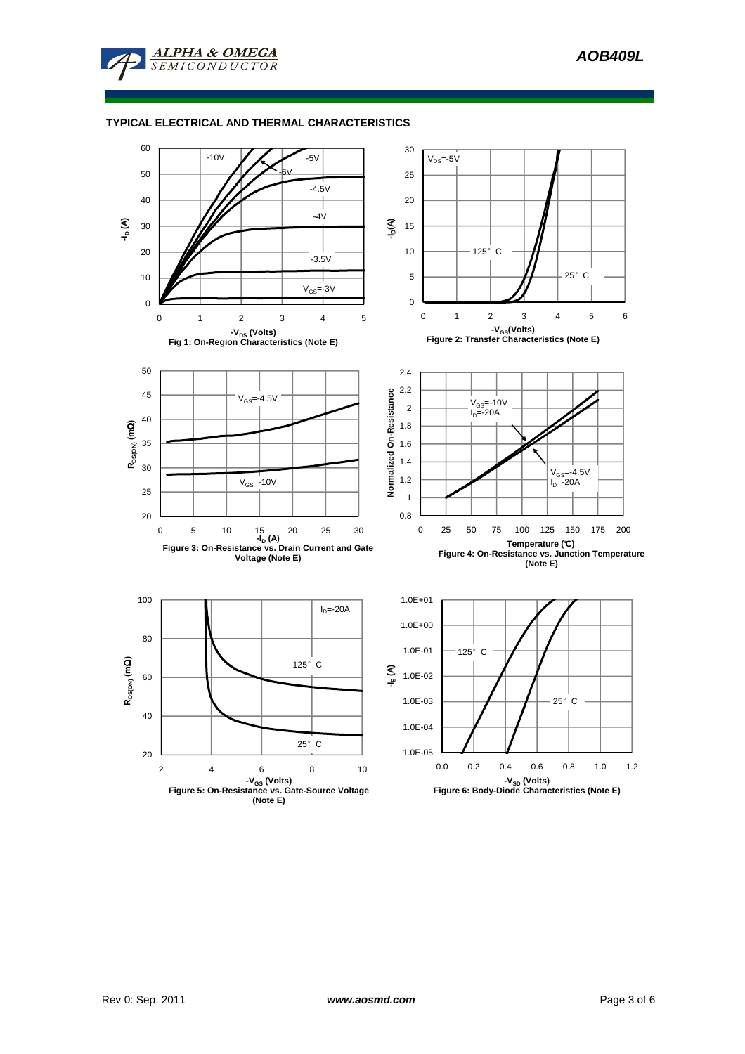## TYPICAL ELECTRICAL AND THERMAL CHARACTERISTICS

Fig 1: On-Region Characteristics (Note E)

Figure 2: Transfer Characteristics (Note E)

Figure 3: On-Resistance vs. Drain Current and Gate Voltage (Note E)

Figure 4: On-Resistance vs. Junction Temperature (Note E)

Figure 5: On-Resistance vs. Gate-Source Voltage (Note E)

Figure 6: Body-Diode Characteristics (Note E)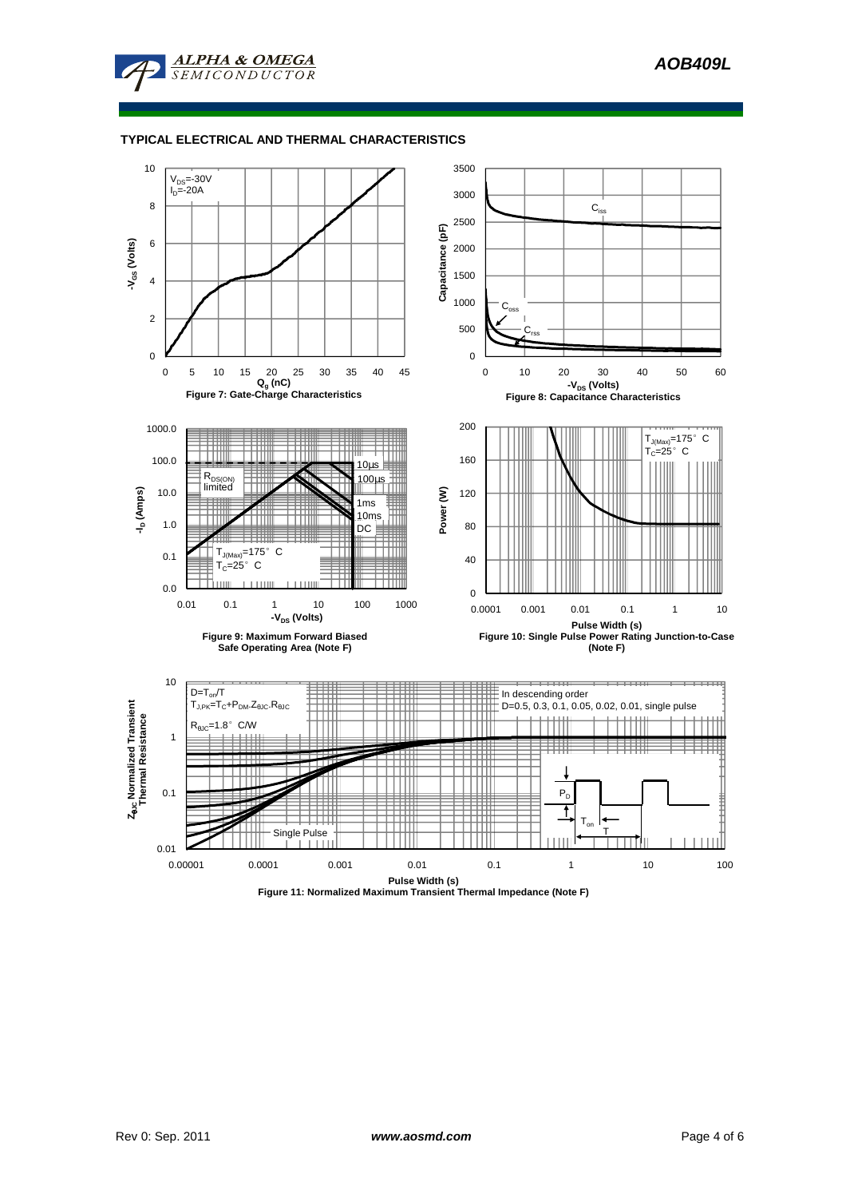## TYPICAL ELECTRICAL AND THERMAL CHARACTERISTICS

$V_{DS}$=-30V
$I_D$=-20A

Figure 7: Gate-Charge Characteristics

Figure 8: Capacitance Characteristics

$R_{DS(ON)}$ limited

10µs
100µs
1ms
10ms
DC

$T_{J(Max)}$=175° C
$T_C$=25° C

Figure 9: Maximum Forward Biased Safe Operating Area (Note F)

$T_{J(Max)}$=175° C
$T_C$=25° C

Figure 10: Single Pulse Power Rating Junction-to-Case (Note F)

$D=T_{on}/T$
$T_{J,PK}=T_C+P_{DM}.Z_{\theta JC}.R_{\theta JC}$
$R_{\theta JC}$=1.8° C/W

In descending order
D=0.5, 0.3, 0.1, 0.05, 0.02, 0.01, single pulse

Single Pulse

Figure 11: Normalized Maximum Transient Thermal Impedance (Note F)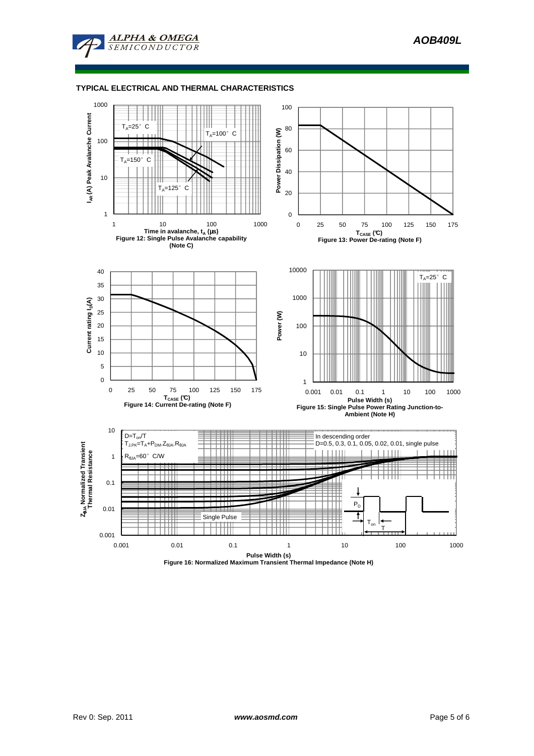## TYPICAL ELECTRICAL AND THERMAL CHARACTERISTICS

$T_A$=25° C

$T_A$=100° C

$T_A$=150° C

$T_A$=125° C

$I_{AR}$ (A) Peak Avalanche Current

Time in avalanche, $t_A$ (μs)

Figure 12: Single Pulse Avalanche capability (Note C)

Power Dissipation (W)

$T_{CASE}$ (°C)

Figure 13: Power De-rating (Note F)

Current rating $I_D$(A)

$T_{CASE}$ (°C)

Figure 14: Current De-rating (Note F)

$T_A$=25° C

Power (W)

Pulse Width (s)

Figure 15: Single Pulse Power Rating Junction-to-Ambient (Note H)

$D=T_{on}/T$

$T_{J,PK}=T_A+P_{DM}.Z_{\theta JA}.R_{\theta JA}$

$R_{\theta JA}$=60° C/W

In descending order

D=0.5, 0.3, 0.1, 0.05, 0.02, 0.01, single pulse

Single Pulse

$P_D$

$T_{on}$

T

$Z_{\theta JA}$ Normalized Transient Thermal Resistance

Pulse Width (s)

Figure 16: Normalized Maximum Transient Thermal Impedance (Note H)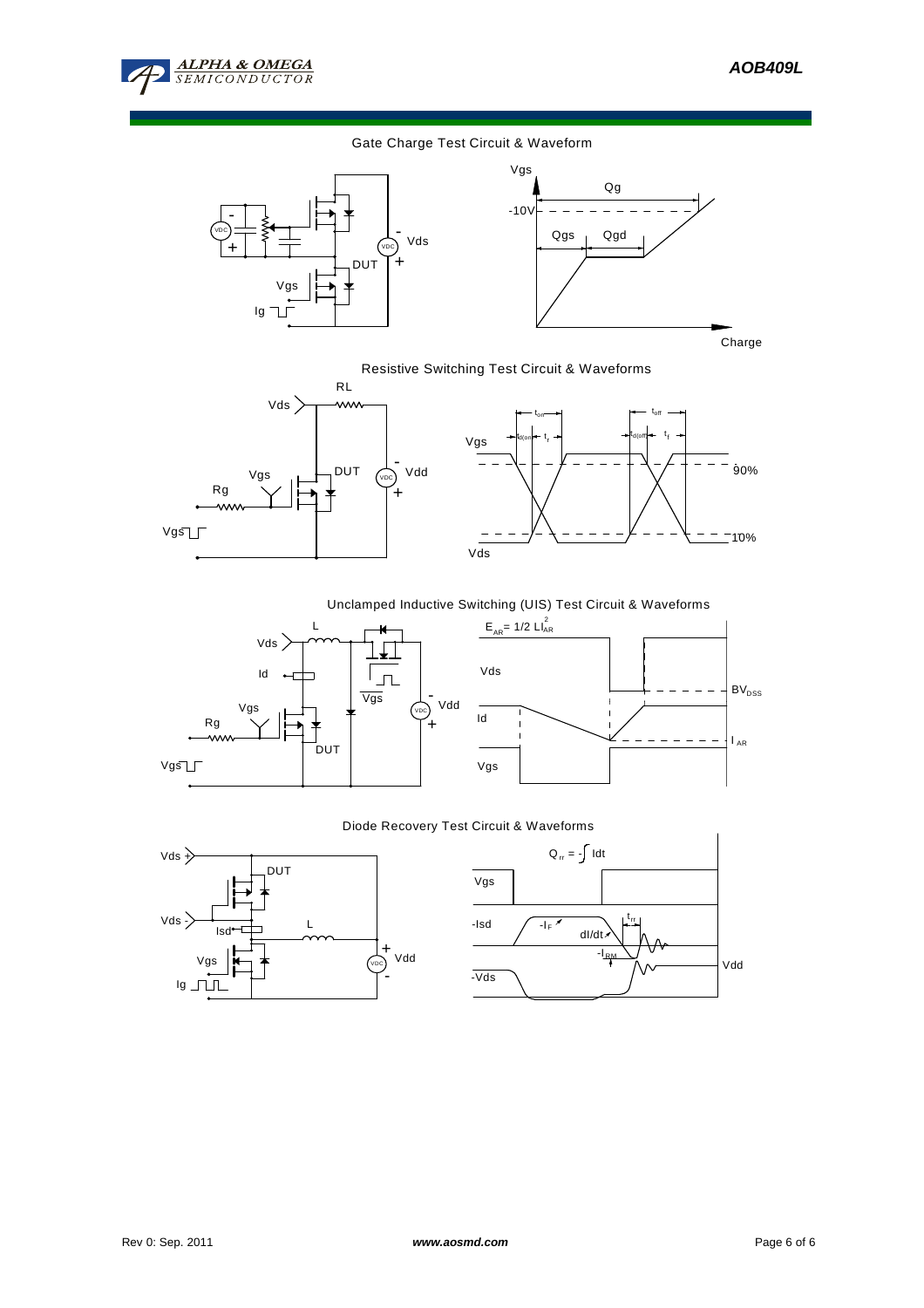Gate Charge Test Circuit & Waveform

Vgs
Qg
-10V
Qgs
Qgd
VDC
Vds
DUT
Vgs
Ig
Charge

Resistive Switching Test Circuit & Waveforms

RL
Vds
Vgs
Rg
DUT
VDC
Vdd
Vgs
$t_{on}$
$t_{d(on)}$
$t_r$
$t_{off}$
$t_{d(off)}$
$t_f$
90%
10%
Vds

Unclamped Inductive Switching (UIS) Test Circuit & Waveforms

L
Vds
Id
Vgs
Rg
Vgs
DUT
Vgs
VDC
Vdd
$E_{AR} = 1/2\ LI_{AR}^2$
Vds
Id
Vgs
$BV_{DSS}$
$I_{AR}$

Diode Recovery Test Circuit & Waveforms

Vds +
DUT
Vds -
Isd
L
Vgs
Ig
VDC
Vdd
$Q_{rr} = -\int Idt$
Vgs
-Isd
$-I_F$
dI/dt
$t_{rr}$
$-I_{RM}$
-Vds
Vdd